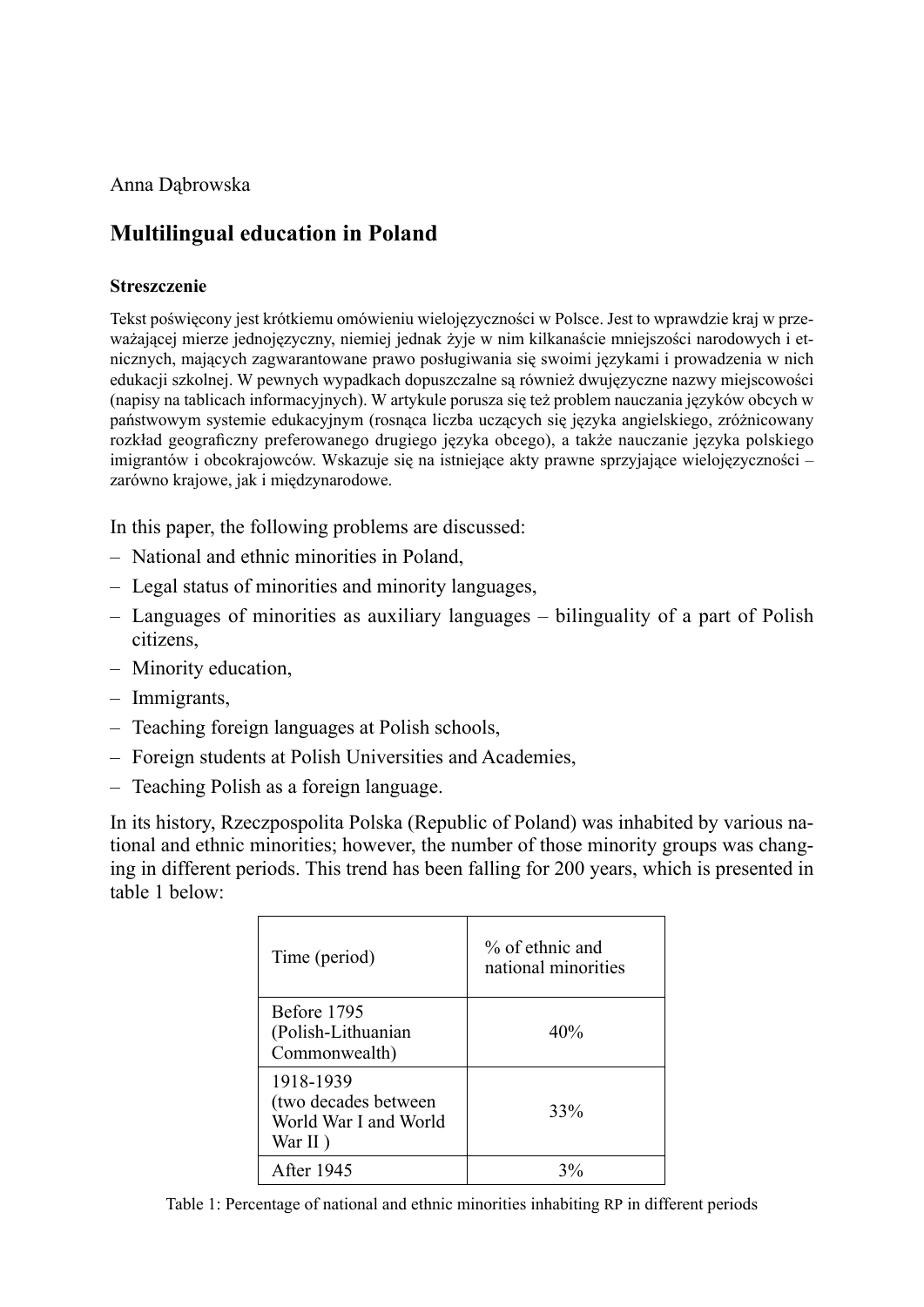Anna Dąbrowska

# Multilingual education in Poland

#### Streszczenie

Tekst poświęcony jest krótkiemu omówieniu wielojęzyczności w Polsce. Jest to wprawdzie kraj w przeważającej mierze jednojęzyczny, niemiej jednak żyje w nim kilkanaście mniejszości narodowych i etnicznych, mających zagwarantowane prawo posługiwania się swoimi językami i prowadzenia w nich edukacji szkolnej. W pewnych wypadkach dopuszczalne są również dwujęzyczne nazwy miejscowości (napisy na tablicach informacyjnych). W artykule porusza się też problem nauczania języków obcych w państwowym systemie edukacyjnym (rosnąca liczba uczących się języka angielskiego, zróżnicowany rozkład geograficzny preferowanego drugiego języka obcego), a także nauczanie języka polskiego imigrantów i obcokrajowców. Wskazuje się na istniejące akty prawne sprzyjające wielojęzyczności – zarówno krajowe, jak i międzynarodowe.

In this paper, the following problems are discussed:

- National and ethnic minorities in Poland,
- Legal status of minorities and minority languages,
- Languages of minorities as auxiliary languages – bilinguality of a part of Polish citizens,
- Minority education,
- Immigrants,
- Teaching foreign languages at Polish schools,
- Foreign students at Polish Universities and Academies,
- Teaching Polish as a foreign language.

In its history, Rzeczpospolita Polska (Republic of Poland) was inhabited by various national and ethnic minorities; however, the number of those minority groups was changing in different periods. This trend has been falling for 200 years, which is presented in table 1 below:

| Time (period) | % of ethnic and national minorities |
|---|---|
| Before 1795 (Polish-Lithuanian Commonwealth) | 40% |
| 1918-1939 (two decades between World War I and World War II ) | 33% |
| After 1945 | 3% |

Table 1: Percentage of national and ethnic minorities inhabiting RP in different periods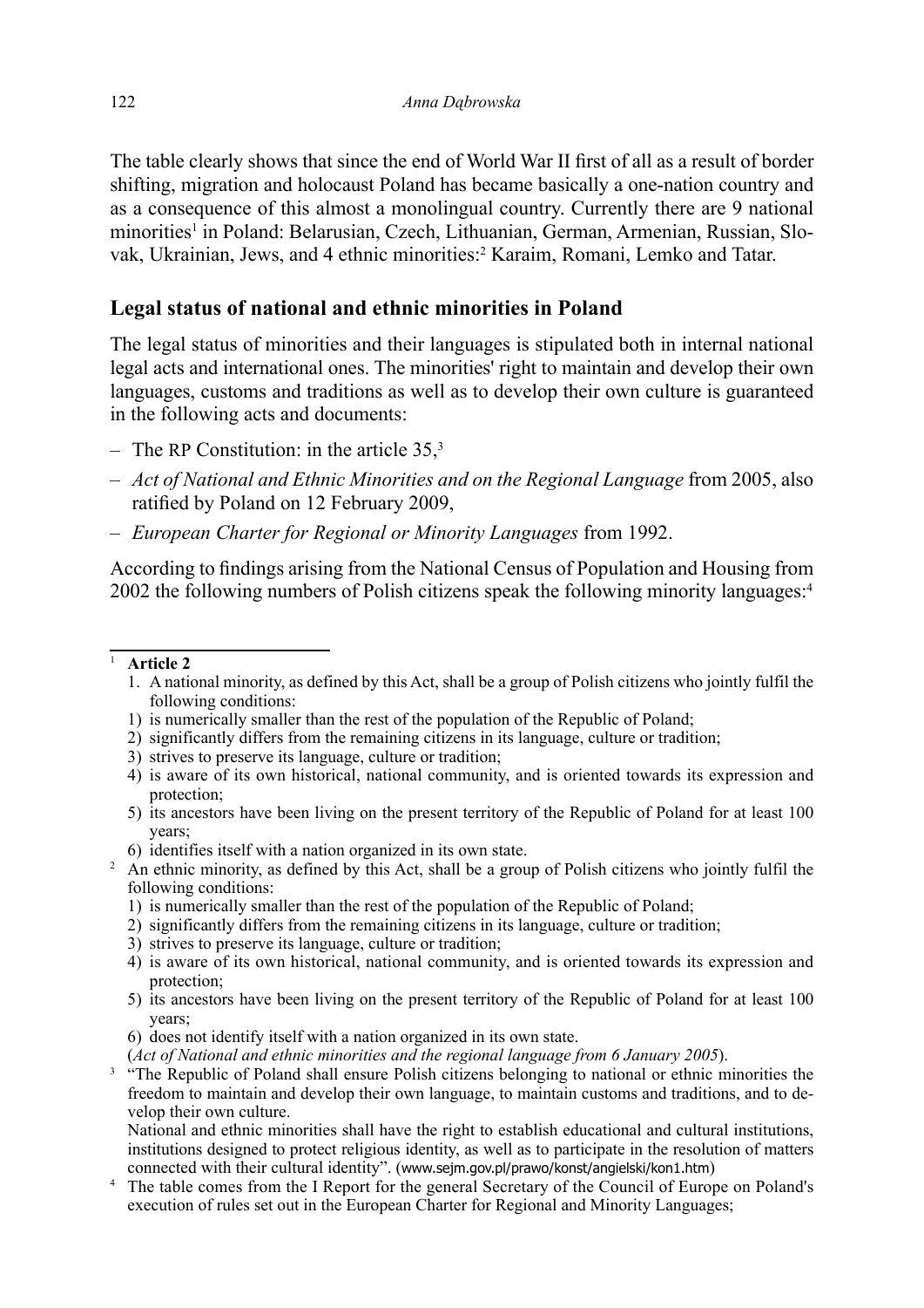The table clearly shows that since the end of World War II first of all as a result of border shifting, migration and holocaust Poland has became basically a one-nation country and as a consequence of this almost a monolingual country. Currently there are 9 national minorities[1] in Poland: Belarusian, Czech, Lithuanian, German, Armenian, Russian, Slovak, Ukrainian, Jews, and 4 ethnic minorities:[2] Karaim, Romani, Lemko and Tatar.

## Legal status of national and ethnic minorities in Poland

The legal status of minorities and their languages is stipulated both in internal national legal acts and international ones. The minorities' right to maintain and develop their own languages, customs and traditions as well as to develop their own culture is guaranteed in the following acts and documents:

- The RP Constitution: in the article 35,[3]
- *Act of National and Ethnic Minorities and on the Regional Language* from 2005, also ratified by Poland on 12 February 2009,
- *European Charter for Regional or Minority Languages* from 1992.

According to findings arising from the National Census of Population and Housing from 2002 the following numbers of Polish citizens speak the following minority languages:[4]

---

[1] **Article 2**

1. A national minority, as defined by this Act, shall be a group of Polish citizens who jointly fulfil the following conditions:
   1) is numerically smaller than the rest of the population of the Republic of Poland;
   2) significantly differs from the remaining citizens in its language, culture or tradition;
   3) strives to preserve its language, culture or tradition;
   4) is aware of its own historical, national community, and is oriented towards its expression and protection;
   5) its ancestors have been living on the present territory of the Republic of Poland for at least 100 years;
   6) identifies itself with a nation organized in its own state.

[2] An ethnic minority, as defined by this Act, shall be a group of Polish citizens who jointly fulfil the following conditions:
   1) is numerically smaller than the rest of the population of the Republic of Poland;
   2) significantly differs from the remaining citizens in its language, culture or tradition;
   3) strives to preserve its language, culture or tradition;
   4) is aware of its own historical, national community, and is oriented towards its expression and protection;
   5) its ancestors have been living on the present territory of the Republic of Poland for at least 100 years;
   6) does not identify itself with a nation organized in its own state.

   (*Act of National and ethnic minorities and the regional language from 6 January 2005*).

[3] "The Republic of Poland shall ensure Polish citizens belonging to national or ethnic minorities the freedom to maintain and develop their own language, to maintain customs and traditions, and to develop their own culture.

National and ethnic minorities shall have the right to establish educational and cultural institutions, institutions designed to protect religious identity, as well as to participate in the resolution of matters connected with their cultural identity". (www.sejm.gov.pl/prawo/konst/angielski/kon1.htm)

[4] The table comes from the I Report for the general Secretary of the Council of Europe on Poland's execution of rules set out in the European Charter for Regional and Minority Languages;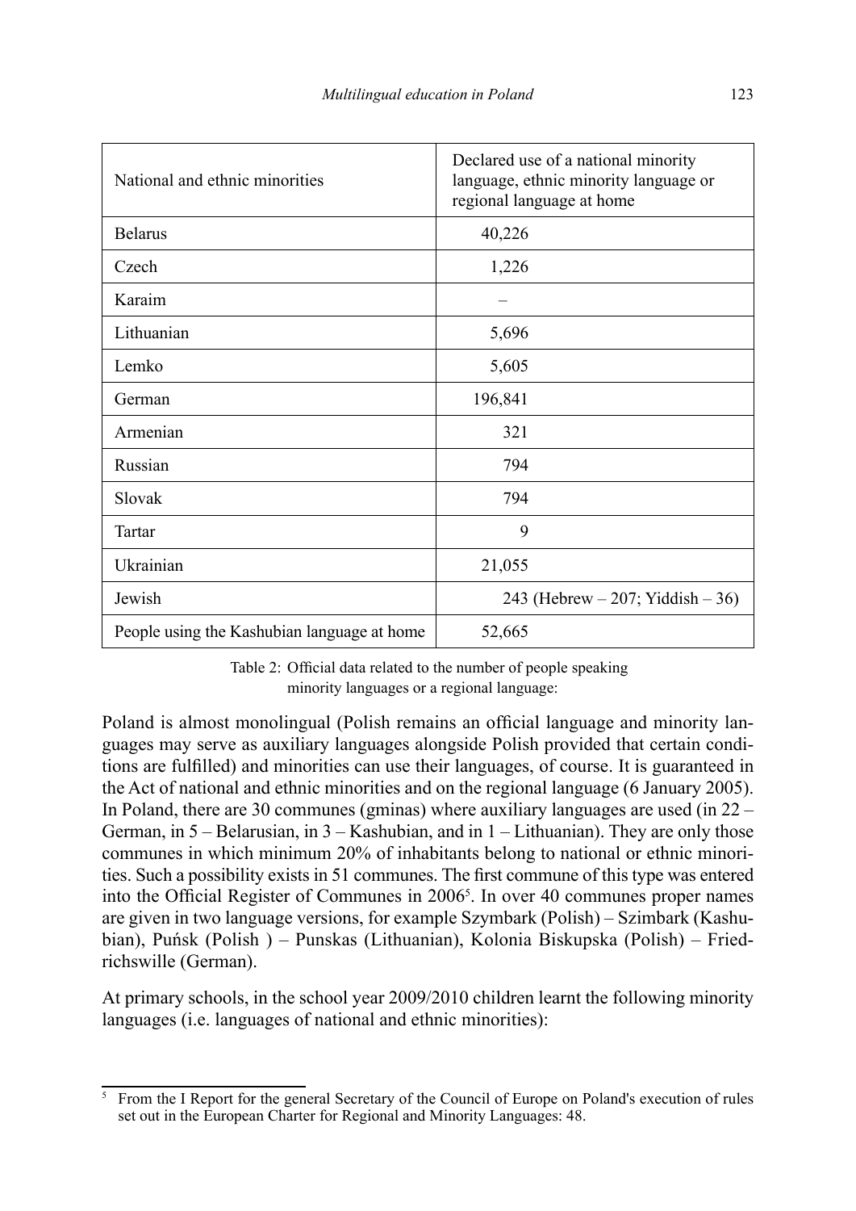| National and ethnic minorities | Declared use of a national minority language, ethnic minority language or regional language at home |
|---|---|
| Belarus | 40,226 |
| Czech | 1,226 |
| Karaim | – |
| Lithuanian | 5,696 |
| Lemko | 5,605 |
| German | 196,841 |
| Armenian | 321 |
| Russian | 794 |
| Slovak | 794 |
| Tartar | 9 |
| Ukrainian | 21,055 |
| Jewish | 243 (Hebrew – 207; Yiddish – 36) |
| People using the Kashubian language at home | 52,665 |

Table 2: Official data related to the number of people speaking minority languages or a regional language:

Poland is almost monolingual (Polish remains an official language and minority languages may serve as auxiliary languages alongside Polish provided that certain conditions are fulfilled) and minorities can use their languages, of course. It is guaranteed in the Act of national and ethnic minorities and on the regional language (6 January 2005). In Poland, there are 30 communes (gminas) where auxiliary languages are used (in 22 – German, in 5 – Belarusian, in 3 – Kashubian, and in 1 – Lithuanian). They are only those communes in which minimum 20% of inhabitants belong to national or ethnic minorities. Such a possibility exists in 51 communes. The first commune of this type was entered into the Official Register of Communes in 2006[5]. In over 40 communes proper names are given in two language versions, for example Szymbark (Polish) – Szimbark (Kashubian), Puńsk (Polish ) – Punskas (Lithuanian), Kolonia Biskupska (Polish) – Friedrichswille (German).

At primary schools, in the school year 2009/2010 children learnt the following minority languages (i.e. languages of national and ethnic minorities):

[5] From the I Report for the general Secretary of the Council of Europe on Poland's execution of rules set out in the European Charter for Regional and Minority Languages: 48.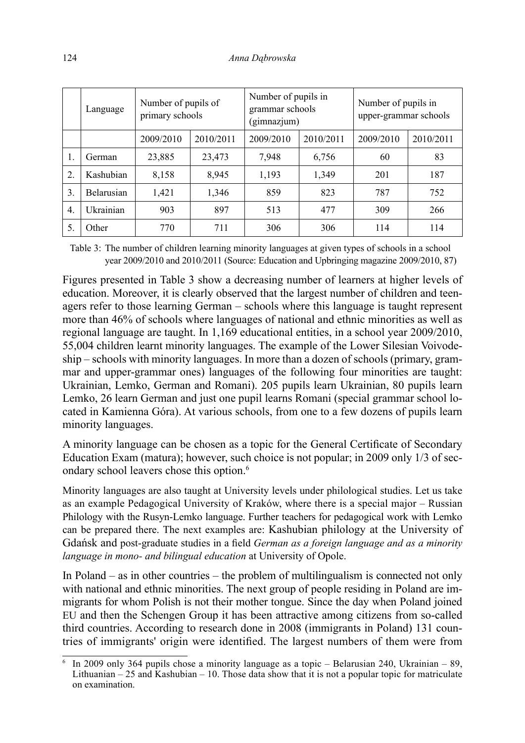|  | Language | Number of pupils of primary schools |  | Number of pupils in grammar schools (gimnazjum) |  | Number of pupils in upper-grammar schools |  |
|---|---|---|---|---|---|---|---|
|  |  | 2009/2010 | 2010/2011 | 2009/2010 | 2010/2011 | 2009/2010 | 2010/2011 |
| 1. | German | 23,885 | 23,473 | 7,948 | 6,756 | 60 | 83 |
| 2. | Kashubian | 8,158 | 8,945 | 1,193 | 1,349 | 201 | 187 |
| 3. | Belarusian | 1,421 | 1,346 | 859 | 823 | 787 | 752 |
| 4. | Ukrainian | 903 | 897 | 513 | 477 | 309 | 266 |
| 5. | Other | 770 | 711 | 306 | 306 | 114 | 114 |

Table 3: The number of children learning minority languages at given types of schools in a school year 2009/2010 and 2010/2011 (Source: Education and Upbringing magazine 2009/2010, 87)

Figures presented in Table 3 show a decreasing number of learners at higher levels of education. Moreover, it is clearly observed that the largest number of children and teenagers refer to those learning German – schools where this language is taught represent more than 46% of schools where languages of national and ethnic minorities as well as regional language are taught. In 1,169 educational entities, in a school year 2009/2010, 55,004 children learnt minority languages. The example of the Lower Silesian Voivodeship – schools with minority languages. In more than a dozen of schools (primary, grammar and upper-grammar ones) languages of the following four minorities are taught: Ukrainian, Lemko, German and Romani). 205 pupils learn Ukrainian, 80 pupils learn Lemko, 26 learn German and just one pupil learns Romani (special grammar school located in Kamienna Góra). At various schools, from one to a few dozens of pupils learn minority languages.

A minority language can be chosen as a topic for the General Certificate of Secondary Education Exam (matura); however, such choice is not popular; in 2009 only 1/3 of secondary school leavers chose this option.[6]

Minority languages are also taught at University levels under philological studies. Let us take as an example Pedagogical University of Kraków, where there is a special major – Russian Philology with the Rusyn-Lemko language. Further teachers for pedagogical work with Lemko can be prepared there. The next examples are: Kashubian philology at the University of Gdańsk and post-graduate studies in a field *German as a foreign language and as a minority language in mono- and bilingual education* at University of Opole.

In Poland – as in other countries – the problem of multilingualism is connected not only with national and ethnic minorities. The next group of people residing in Poland are immigrants for whom Polish is not their mother tongue. Since the day when Poland joined EU and then the Schengen Group it has been attractive among citizens from so-called third countries. According to research done in 2008 (immigrants in Poland) 131 countries of immigrants' origin were identified. The largest numbers of them were from

[6] In 2009 only 364 pupils chose a minority language as a topic – Belarusian 240, Ukrainian – 89, Lithuanian – 25 and Kashubian – 10. Those data show that it is not a popular topic for matriculate on examination.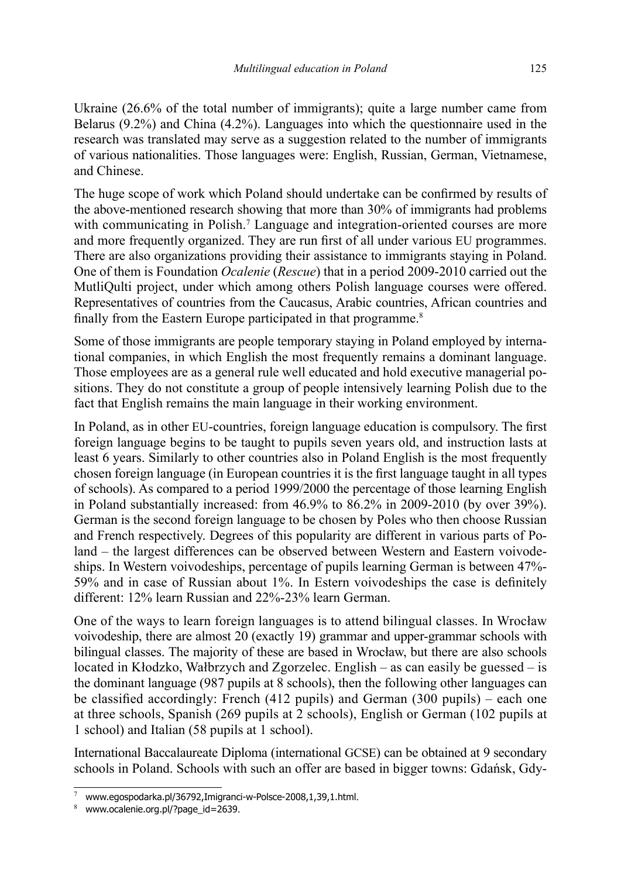Ukraine (26.6% of the total number of immigrants); quite a large number came from Belarus (9.2%) and China (4.2%). Languages into which the questionnaire used in the research was translated may serve as a suggestion related to the number of immigrants of various nationalities. Those languages were: English, Russian, German, Vietnamese, and Chinese.

The huge scope of work which Poland should undertake can be confirmed by results of the above-mentioned research showing that more than 30% of immigrants had problems with communicating in Polish.[7] Language and integration-oriented courses are more and more frequently organized. They are run first of all under various EU programmes. There are also organizations providing their assistance to immigrants staying in Poland. One of them is Foundation *Ocalenie* (*Rescue*) that in a period 2009-2010 carried out the MutliQulti project, under which among others Polish language courses were offered. Representatives of countries from the Caucasus, Arabic countries, African countries and finally from the Eastern Europe participated in that programme.[8]

Some of those immigrants are people temporary staying in Poland employed by international companies, in which English the most frequently remains a dominant language. Those employees are as a general rule well educated and hold executive managerial positions. They do not constitute a group of people intensively learning Polish due to the fact that English remains the main language in their working environment.

In Poland, as in other EU-countries, foreign language education is compulsory. The first foreign language begins to be taught to pupils seven years old, and instruction lasts at least 6 years. Similarly to other countries also in Poland English is the most frequently chosen foreign language (in European countries it is the first language taught in all types of schools). As compared to a period 1999/2000 the percentage of those learning English in Poland substantially increased: from 46.9% to 86.2% in 2009-2010 (by over 39%). German is the second foreign language to be chosen by Poles who then choose Russian and French respectively. Degrees of this popularity are different in various parts of Poland – the largest differences can be observed between Western and Eastern voivodeships. In Western voivodeships, percentage of pupils learning German is between 47%-59% and in case of Russian about 1%. In Estern voivodeships the case is definitely different: 12% learn Russian and 22%-23% learn German.

One of the ways to learn foreign languages is to attend bilingual classes. In Wrocław voivodeship, there are almost 20 (exactly 19) grammar and upper-grammar schools with bilingual classes. The majority of these are based in Wrocław, but there are also schools located in Kłodzko, Wałbrzych and Zgorzelec. English – as can easily be guessed – is the dominant language (987 pupils at 8 schools), then the following other languages can be classified accordingly: French (412 pupils) and German (300 pupils) – each one at three schools, Spanish (269 pupils at 2 schools), English or German (102 pupils at 1 school) and Italian (58 pupils at 1 school).

International Baccalaureate Diploma (international GCSE) can be obtained at 9 secondary schools in Poland. Schools with such an offer are based in bigger towns: Gdańsk, Gdy-

---

[7] www.egospodarka.pl/36792,Imigranci-w-Polsce-2008,1,39,1.html.

[8] www.ocalenie.org.pl/?page_id=2639.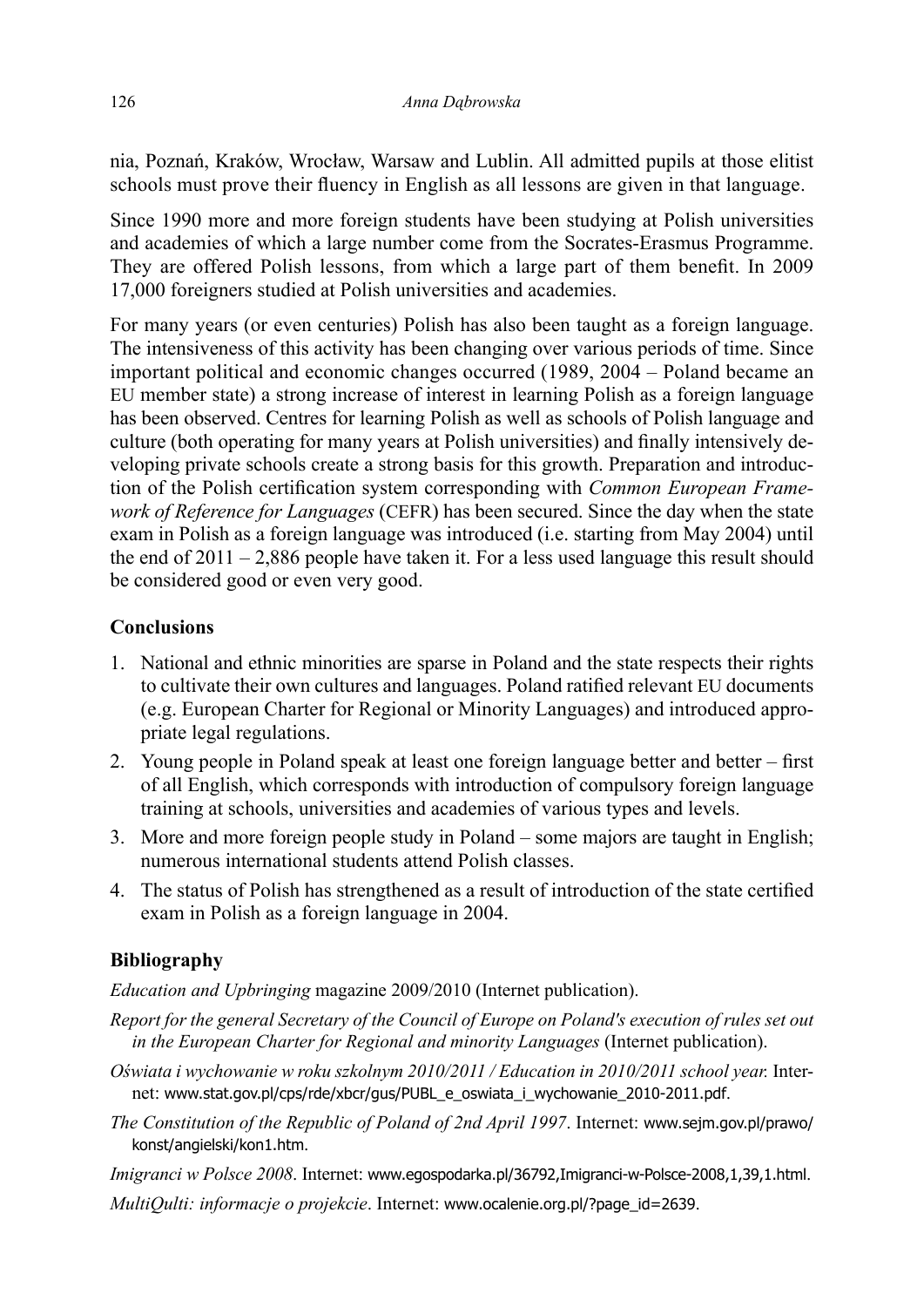nia, Poznań, Kraków, Wrocław, Warsaw and Lublin. All admitted pupils at those elitist schools must prove their fluency in English as all lessons are given in that language.

Since 1990 more and more foreign students have been studying at Polish universities and academies of which a large number come from the Socrates-Erasmus Programme. They are offered Polish lessons, from which a large part of them benefit. In 2009 17,000 foreigners studied at Polish universities and academies.

For many years (or even centuries) Polish has also been taught as a foreign language. The intensiveness of this activity has been changing over various periods of time. Since important political and economic changes occurred (1989, 2004 – Poland became an EU member state) a strong increase of interest in learning Polish as a foreign language has been observed. Centres for learning Polish as well as schools of Polish language and culture (both operating for many years at Polish universities) and finally intensively developing private schools create a strong basis for this growth. Preparation and introduction of the Polish certification system corresponding with *Common European Framework of Reference for Languages* (CEFR) has been secured. Since the day when the state exam in Polish as a foreign language was introduced (i.e. starting from May 2004) until the end of 2011 – 2,886 people have taken it. For a less used language this result should be considered good or even very good.

## Conclusions

1. National and ethnic minorities are sparse in Poland and the state respects their rights to cultivate their own cultures and languages. Poland ratified relevant EU documents (e.g. European Charter for Regional or Minority Languages) and introduced appropriate legal regulations.
2. Young people in Poland speak at least one foreign language better and better – first of all English, which corresponds with introduction of compulsory foreign language training at schools, universities and academies of various types and levels.
3. More and more foreign people study in Poland – some majors are taught in English; numerous international students attend Polish classes.
4. The status of Polish has strengthened as a result of introduction of the state certified exam in Polish as a foreign language in 2004.

## Bibliography

*Education and Upbringing* magazine 2009/2010 (Internet publication).

*Report for the general Secretary of the Council of Europe on Poland's execution of rules set out in the European Charter for Regional and minority Languages* (Internet publication).

*Oświata i wychowanie w roku szkolnym 2010/2011 / Education in 2010/2011 school year.* Internet: www.stat.gov.pl/cps/rde/xbcr/gus/PUBL_e_oswiata_i_wychowanie_2010-2011.pdf.

*The Constitution of the Republic of Poland of 2nd April 1997*. Internet: www.sejm.gov.pl/prawo/konst/angielski/kon1.htm.

*Imigranci w Polsce 2008*. Internet: www.egospodarka.pl/36792,Imigranci-w-Polsce-2008,1,39,1.html.

*MultiQulti: informacje o projekcie*. Internet: www.ocalenie.org.pl/?page_id=2639.